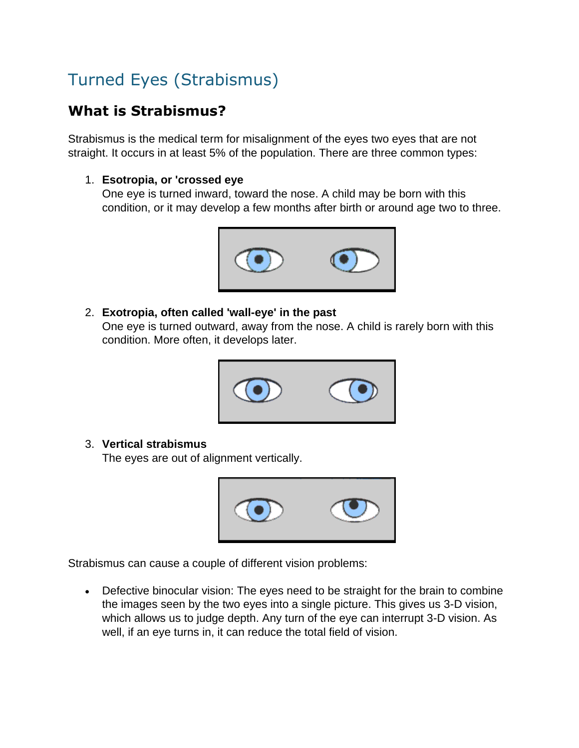# Turned Eyes (Strabismus)

## What is Strabismus?

Strabismus is the medical term for misalignment of the eyes two eyes that are not straight. It occurs in at least 5% of the population. There are three common types:

1. **Esotropia, or 'crossed eye**
   One eye is turned inward, toward the nose. A child may be born with this condition, or it may develop a few months after birth or around age two to three.

2. **Exotropia, often called 'wall-eye' in the past**
   One eye is turned outward, away from the nose. A child is rarely born with this condition. More often, it develops later.

3. **Vertical strabismus**
   The eyes are out of alignment vertically.

Strabismus can cause a couple of different vision problems:

- Defective binocular vision: The eyes need to be straight for the brain to combine the images seen by the two eyes into a single picture. This gives us 3-D vision, which allows us to judge depth. Any turn of the eye can interrupt 3-D vision. As well, if an eye turns in, it can reduce the total field of vision.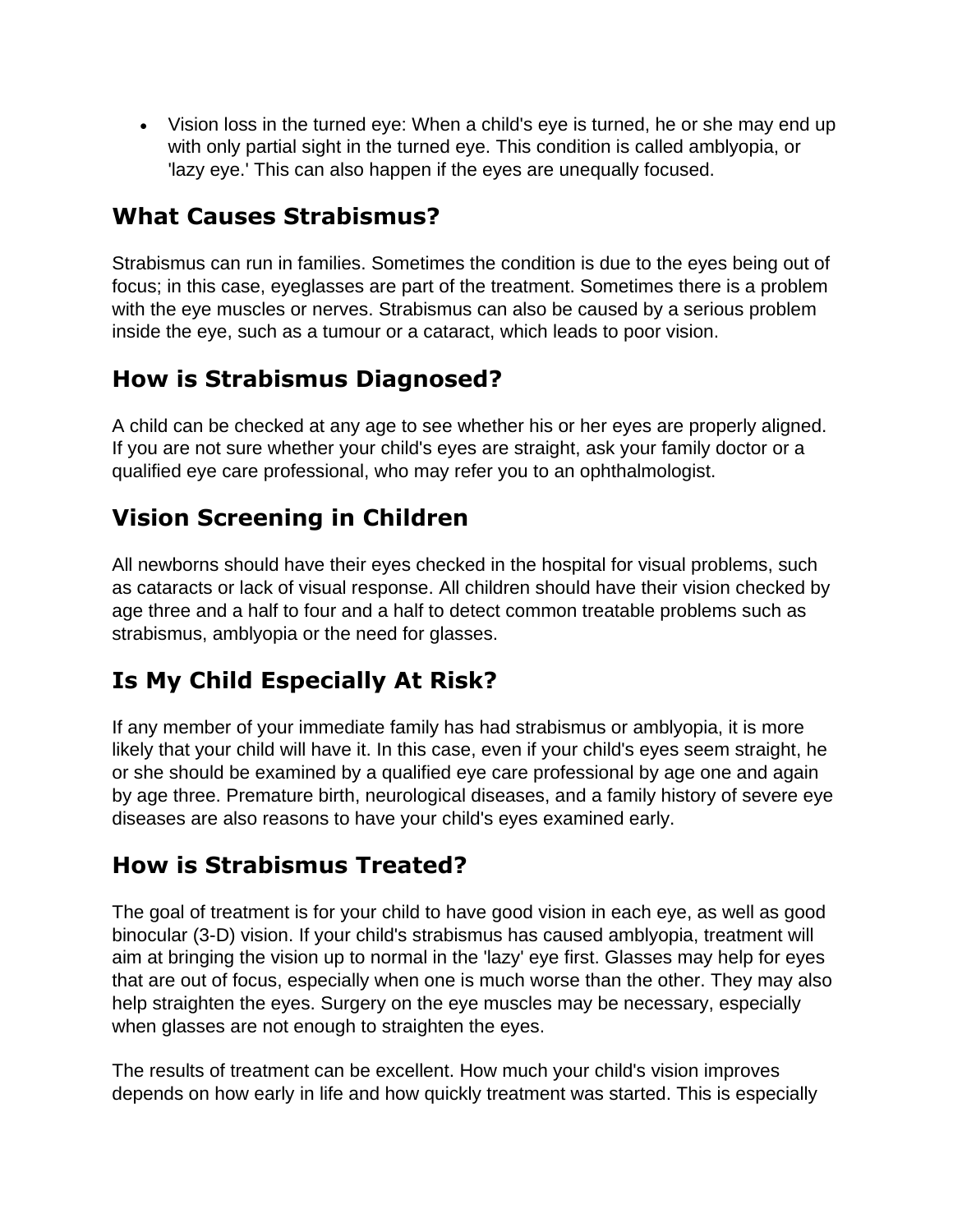- Vision loss in the turned eye: When a child's eye is turned, he or she may end up with only partial sight in the turned eye. This condition is called amblyopia, or 'lazy eye.' This can also happen if the eyes are unequally focused.

## What Causes Strabismus?

Strabismus can run in families. Sometimes the condition is due to the eyes being out of focus; in this case, eyeglasses are part of the treatment. Sometimes there is a problem with the eye muscles or nerves. Strabismus can also be caused by a serious problem inside the eye, such as a tumour or a cataract, which leads to poor vision.

## How is Strabismus Diagnosed?

A child can be checked at any age to see whether his or her eyes are properly aligned. If you are not sure whether your child's eyes are straight, ask your family doctor or a qualified eye care professional, who may refer you to an ophthalmologist.

## Vision Screening in Children

All newborns should have their eyes checked in the hospital for visual problems, such as cataracts or lack of visual response. All children should have their vision checked by age three and a half to four and a half to detect common treatable problems such as strabismus, amblyopia or the need for glasses.

## Is My Child Especially At Risk?

If any member of your immediate family has had strabismus or amblyopia, it is more likely that your child will have it. In this case, even if your child's eyes seem straight, he or she should be examined by a qualified eye care professional by age one and again by age three. Premature birth, neurological diseases, and a family history of severe eye diseases are also reasons to have your child's eyes examined early.

## How is Strabismus Treated?

The goal of treatment is for your child to have good vision in each eye, as well as good binocular (3-D) vision. If your child's strabismus has caused amblyopia, treatment will aim at bringing the vision up to normal in the 'lazy' eye first. Glasses may help for eyes that are out of focus, especially when one is much worse than the other. They may also help straighten the eyes. Surgery on the eye muscles may be necessary, especially when glasses are not enough to straighten the eyes.

The results of treatment can be excellent. How much your child's vision improves depends on how early in life and how quickly treatment was started. This is especially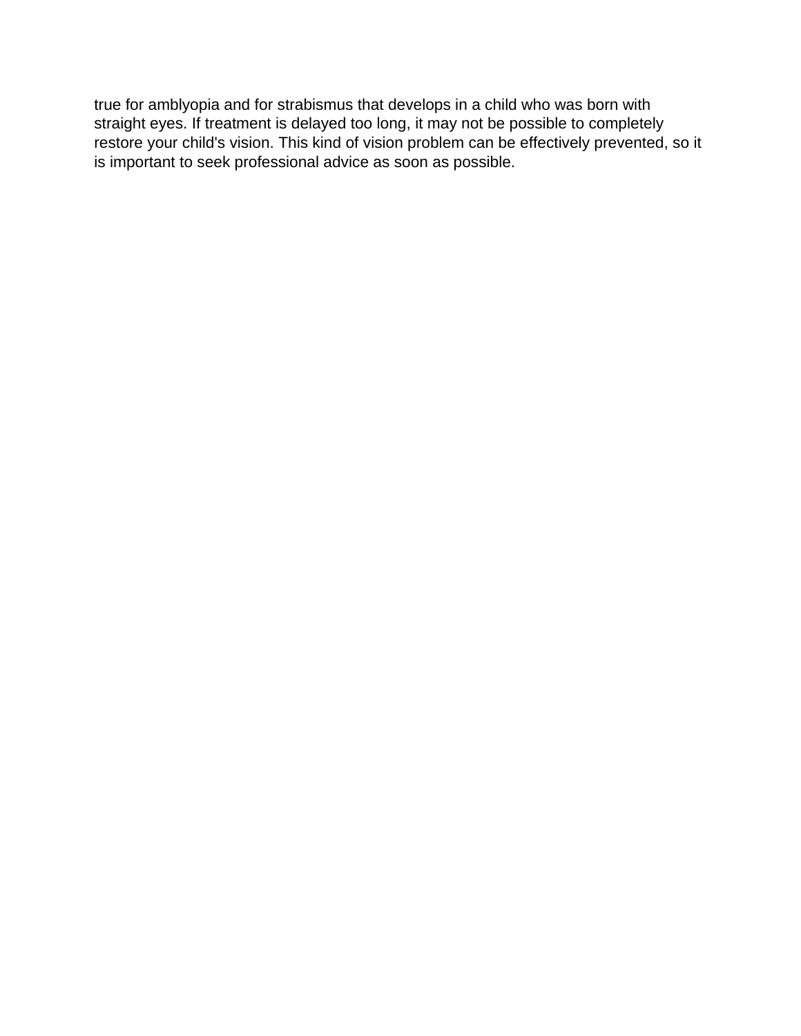true for amblyopia and for strabismus that develops in a child who was born with straight eyes. If treatment is delayed too long, it may not be possible to completely restore your child's vision. This kind of vision problem can be effectively prevented, so it is important to seek professional advice as soon as possible.